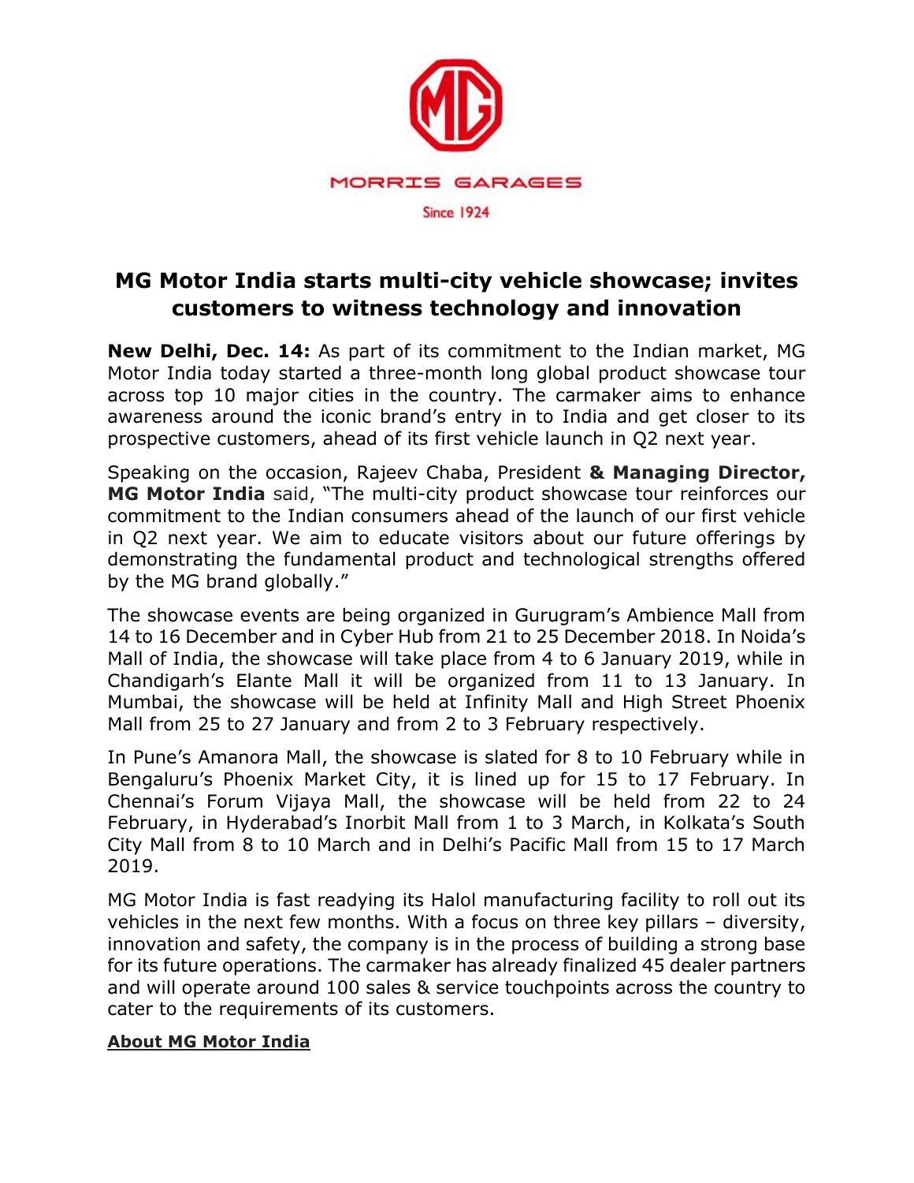MORRIS GARAGES

Since 1924

# MG Motor India starts multi-city vehicle showcase; invites customers to witness technology and innovation

**New Delhi, Dec. 14:** As part of its commitment to the Indian market, MG Motor India today started a three-month long global product showcase tour across top 10 major cities in the country. The carmaker aims to enhance awareness around the iconic brand's entry in to India and get closer to its prospective customers, ahead of its first vehicle launch in Q2 next year.

Speaking on the occasion, Rajeev Chaba, President **& Managing Director, MG Motor India** said, "The multi-city product showcase tour reinforces our commitment to the Indian consumers ahead of the launch of our first vehicle in Q2 next year. We aim to educate visitors about our future offerings by demonstrating the fundamental product and technological strengths offered by the MG brand globally."

The showcase events are being organized in Gurugram's Ambience Mall from 14 to 16 December and in Cyber Hub from 21 to 25 December 2018. In Noida's Mall of India, the showcase will take place from 4 to 6 January 2019, while in Chandigarh's Elante Mall it will be organized from 11 to 13 January. In Mumbai, the showcase will be held at Infinity Mall and High Street Phoenix Mall from 25 to 27 January and from 2 to 3 February respectively.

In Pune's Amanora Mall, the showcase is slated for 8 to 10 February while in Bengaluru's Phoenix Market City, it is lined up for 15 to 17 February. In Chennai's Forum Vijaya Mall, the showcase will be held from 22 to 24 February, in Hyderabad's Inorbit Mall from 1 to 3 March, in Kolkata's South City Mall from 8 to 10 March and in Delhi's Pacific Mall from 15 to 17 March 2019.

MG Motor India is fast readying its Halol manufacturing facility to roll out its vehicles in the next few months. With a focus on three key pillars – diversity, innovation and safety, the company is in the process of building a strong base for its future operations. The carmaker has already finalized 45 dealer partners and will operate around 100 sales & service touchpoints across the country to cater to the requirements of its customers.

## About MG Motor India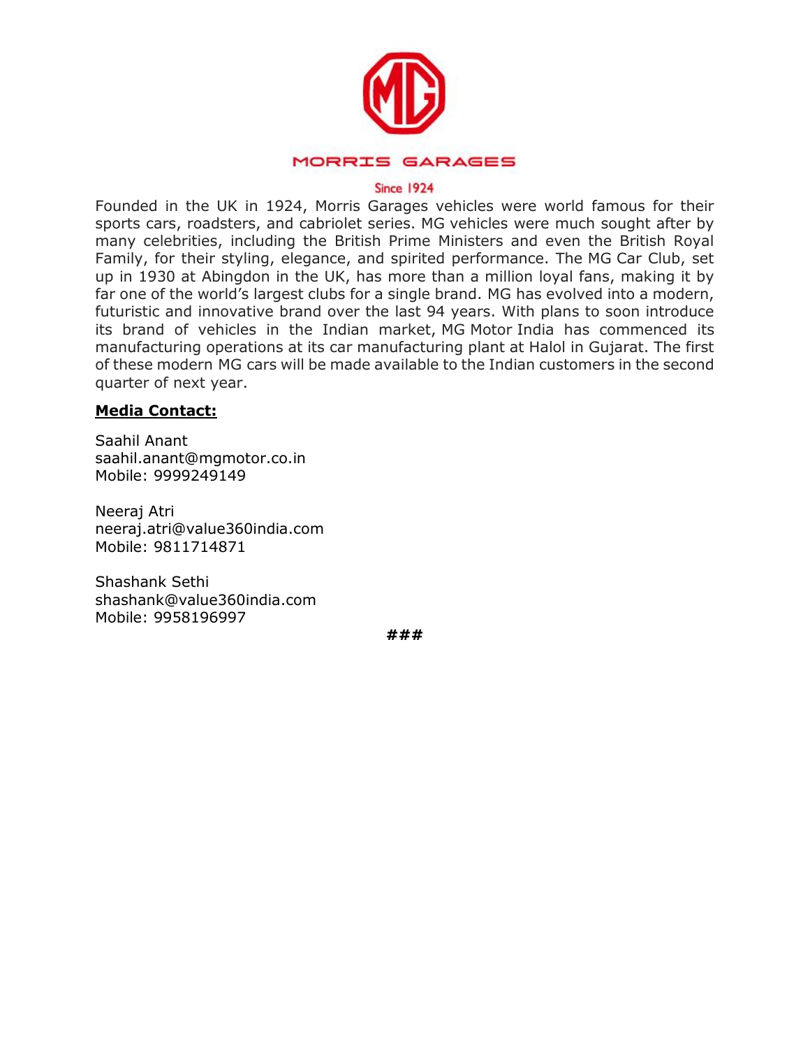MORRIS GARAGES

Since 1924

Founded in the UK in 1924, Morris Garages vehicles were world famous for their sports cars, roadsters, and cabriolet series. MG vehicles were much sought after by many celebrities, including the British Prime Ministers and even the British Royal Family, for their styling, elegance, and spirited performance. The MG Car Club, set up in 1930 at Abingdon in the UK, has more than a million loyal fans, making it by far one of the world's largest clubs for a single brand. MG has evolved into a modern, futuristic and innovative brand over the last 94 years. With plans to soon introduce its brand of vehicles in the Indian market, MG Motor India has commenced its manufacturing operations at its car manufacturing plant at Halol in Gujarat. The first of these modern MG cars will be made available to the Indian customers in the second quarter of next year.

**Media Contact:**

Saahil Anant
saahil.anant@mgmotor.co.in
Mobile: 9999249149

Neeraj Atri
neeraj.atri@value360india.com
Mobile: 9811714871

Shashank Sethi
shashank@value360india.com
Mobile: 9958196997

###